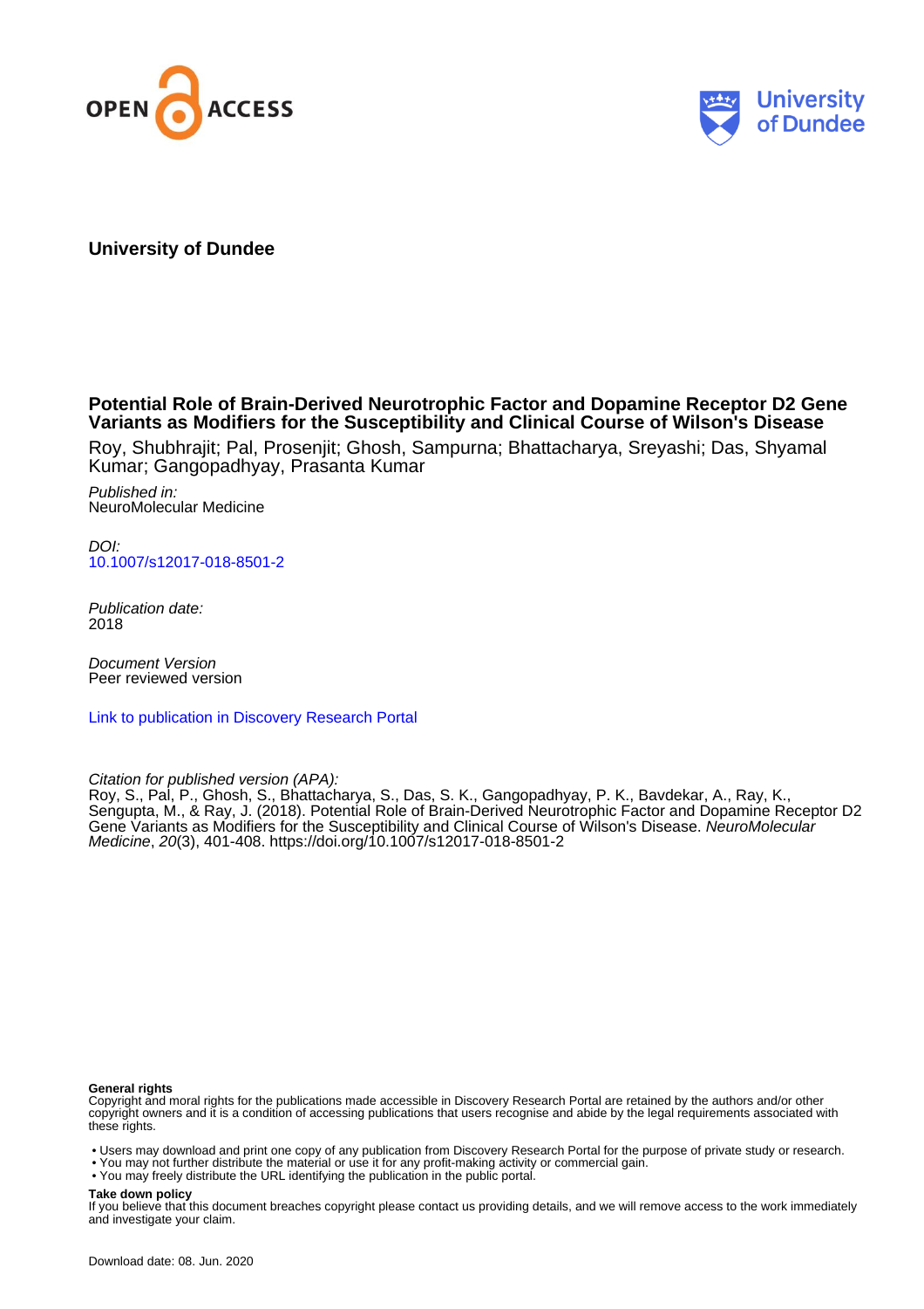University of Dundee

# Potential Role of Brain-Derived Neurotrophic Factor and Dopamine Receptor D2 Gene Variants as Modifiers for the Susceptibility and Clinical Course of Wilson's Disease

Roy, Shubhrajit; Pal, Prosenjit; Ghosh, Sampurna; Bhattacharya, Sreyashi; Das, Shyamal Kumar; Gangopadhyay, Prasanta Kumar

*Published in:*
NeuroMolecular Medicine

*DOI:*
10.1007/s12017-018-8501-2

*Publication date:*
2018

*Document Version*
Peer reviewed version

Link to publication in Discovery Research Portal

*Citation for published version (APA):*
Roy, S., Pal, P., Ghosh, S., Bhattacharya, S., Das, S. K., Gangopadhyay, P. K., Bavdekar, A., Ray, K., Sengupta, M., & Ray, J. (2018). Potential Role of Brain-Derived Neurotrophic Factor and Dopamine Receptor D2 Gene Variants as Modifiers for the Susceptibility and Clinical Course of Wilson's Disease. *NeuroMolecular Medicine*, *20*(3), 401-408. https://doi.org/10.1007/s12017-018-8501-2

**General rights**
Copyright and moral rights for the publications made accessible in Discovery Research Portal are retained by the authors and/or other copyright owners and it is a condition of accessing publications that users recognise and abide by the legal requirements associated with these rights.

- Users may download and print one copy of any publication from Discovery Research Portal for the purpose of private study or research.
- You may not further distribute the material or use it for any profit-making activity or commercial gain.
- You may freely distribute the URL identifying the publication in the public portal.

**Take down policy**
If you believe that this document breaches copyright please contact us providing details, and we will remove access to the work immediately and investigate your claim.

Download date: 08. Jun. 2020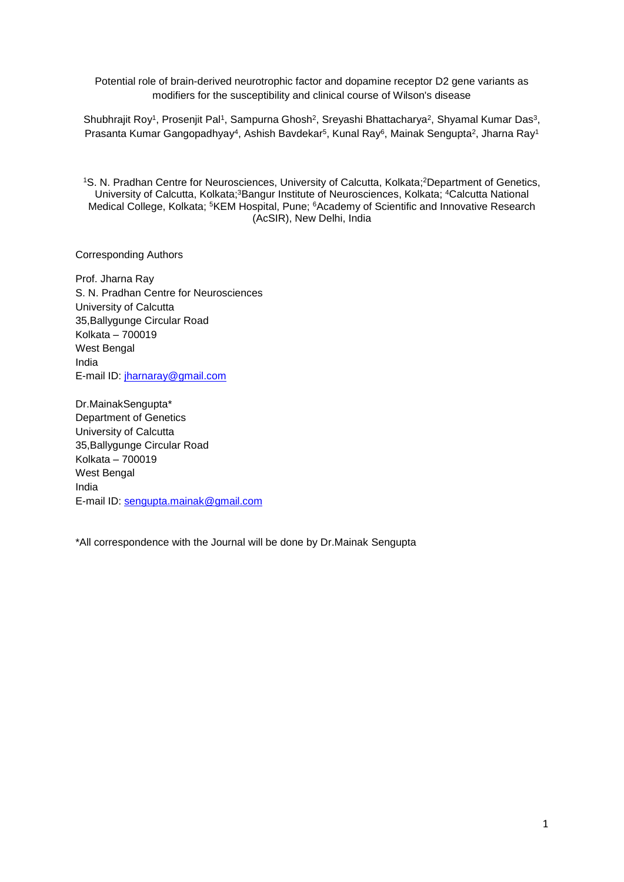Potential role of brain-derived neurotrophic factor and dopamine receptor D2 gene variants as modifiers for the susceptibility and clinical course of Wilson's disease

Shubhrajit Roy[1], Prosenjit Pal[1], Sampurna Ghosh[2], Sreyashi Bhattacharya[2], Shyamal Kumar Das[3], Prasanta Kumar Gangopadhyay[4], Ashish Bavdekar[5], Kunal Ray[6], Mainak Sengupta[2], Jharna Ray[1]

[1]S. N. Pradhan Centre for Neurosciences, University of Calcutta, Kolkata;[2]Department of Genetics, University of Calcutta, Kolkata;[3]Bangur Institute of Neurosciences, Kolkata; [4]Calcutta National Medical College, Kolkata; [5]KEM Hospital, Pune; [6]Academy of Scientific and Innovative Research (AcSIR), New Delhi, India

Corresponding Authors

Prof. Jharna Ray
S. N. Pradhan Centre for Neurosciences
University of Calcutta
35,Ballygunge Circular Road
Kolkata – 700019
West Bengal
India
E-mail ID: jharnaray@gmail.com

Dr.MainakSengupta*
Department of Genetics
University of Calcutta
35,Ballygunge Circular Road
Kolkata – 700019
West Bengal
India
E-mail ID: sengupta.mainak@gmail.com

*All correspondence with the Journal will be done by Dr.Mainak Sengupta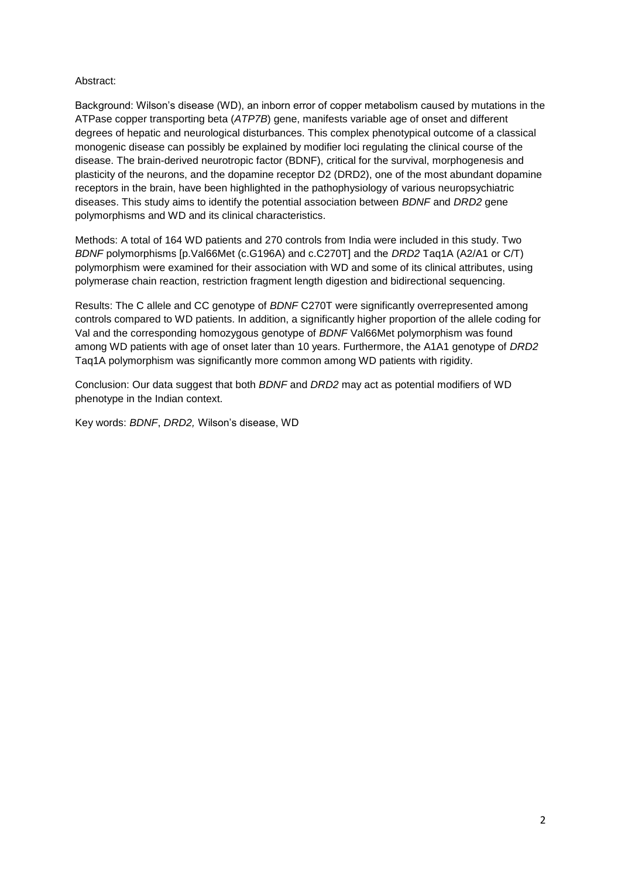Abstract:

Background: Wilson's disease (WD), an inborn error of copper metabolism caused by mutations in the ATPase copper transporting beta (*ATP7B*) gene, manifests variable age of onset and different degrees of hepatic and neurological disturbances. This complex phenotypical outcome of a classical monogenic disease can possibly be explained by modifier loci regulating the clinical course of the disease. The brain-derived neurotropic factor (BDNF), critical for the survival, morphogenesis and plasticity of the neurons, and the dopamine receptor D2 (DRD2), one of the most abundant dopamine receptors in the brain, have been highlighted in the pathophysiology of various neuropsychiatric diseases. This study aims to identify the potential association between *BDNF* and *DRD2* gene polymorphisms and WD and its clinical characteristics.

Methods: A total of 164 WD patients and 270 controls from India were included in this study. Two *BDNF* polymorphisms [p.Val66Met (c.G196A) and c.C270T] and the *DRD2* Taq1A (A2/A1 or C/T) polymorphism were examined for their association with WD and some of its clinical attributes, using polymerase chain reaction, restriction fragment length digestion and bidirectional sequencing.

Results: The C allele and CC genotype of *BDNF* C270T were significantly overrepresented among controls compared to WD patients. In addition, a significantly higher proportion of the allele coding for Val and the corresponding homozygous genotype of *BDNF* Val66Met polymorphism was found among WD patients with age of onset later than 10 years. Furthermore, the A1A1 genotype of *DRD2* Taq1A polymorphism was significantly more common among WD patients with rigidity.

Conclusion: Our data suggest that both *BDNF* and *DRD2* may act as potential modifiers of WD phenotype in the Indian context.

Key words: *BDNF*, *DRD2,* Wilson's disease, WD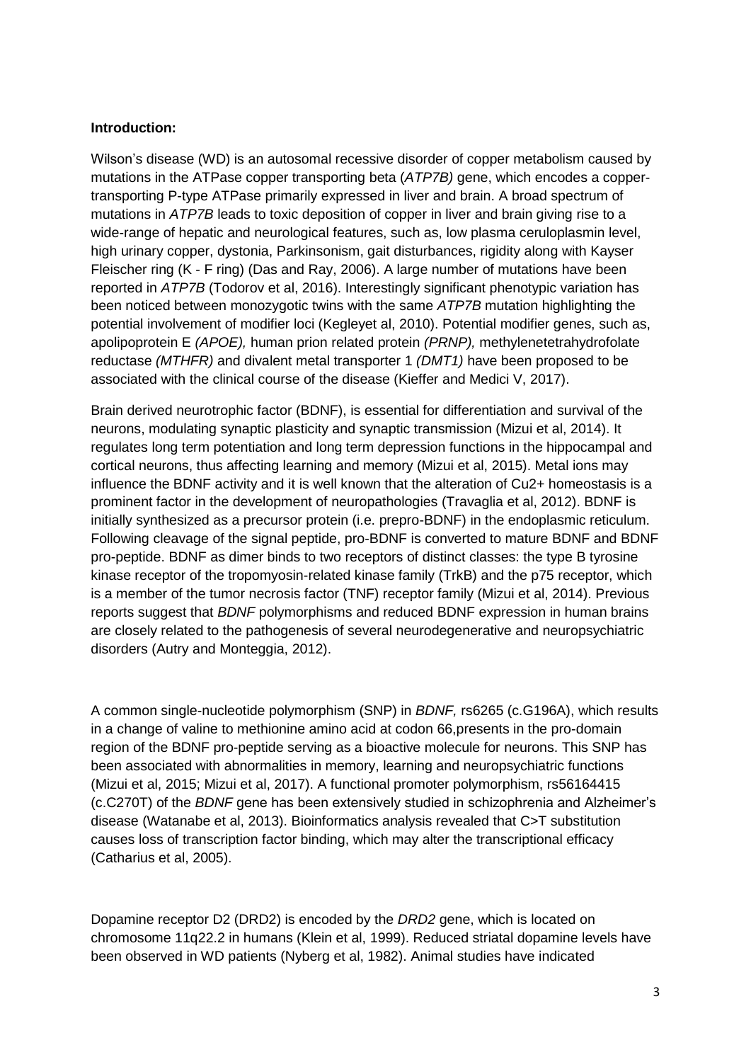**Introduction:**

Wilson's disease (WD) is an autosomal recessive disorder of copper metabolism caused by mutations in the ATPase copper transporting beta (*ATP7B)* gene, which encodes a copper-transporting P-type ATPase primarily expressed in liver and brain. A broad spectrum of mutations in *ATP7B* leads to toxic deposition of copper in liver and brain giving rise to a wide-range of hepatic and neurological features, such as, low plasma ceruloplasmin level, high urinary copper, dystonia, Parkinsonism, gait disturbances, rigidity along with Kayser Fleischer ring (K - F ring) (Das and Ray, 2006). A large number of mutations have been reported in *ATP7B* (Todorov et al, 2016). Interestingly significant phenotypic variation has been noticed between monozygotic twins with the same *ATP7B* mutation highlighting the potential involvement of modifier loci (Kegleyet al, 2010). Potential modifier genes, such as, apolipoprotein E *(APOE),* human prion related protein *(PRNP),* methylenetetrahydrofolate reductase *(MTHFR)* and divalent metal transporter 1 *(DMT1)* have been proposed to be associated with the clinical course of the disease (Kieffer and Medici V, 2017).

Brain derived neurotrophic factor (BDNF), is essential for differentiation and survival of the neurons, modulating synaptic plasticity and synaptic transmission (Mizui et al, 2014). It regulates long term potentiation and long term depression functions in the hippocampal and cortical neurons, thus affecting learning and memory (Mizui et al, 2015). Metal ions may influence the BDNF activity and it is well known that the alteration of $Cu2+$ homeostasis is a prominent factor in the development of neuropathologies (Travaglia et al, 2012). BDNF is initially synthesized as a precursor protein (i.e. prepro-BDNF) in the endoplasmic reticulum. Following cleavage of the signal peptide, pro-BDNF is converted to mature BDNF and BDNF pro-peptide. BDNF as dimer binds to two receptors of distinct classes: the type B tyrosine kinase receptor of the tropomyosin-related kinase family (TrkB) and the p75 receptor, which is a member of the tumor necrosis factor (TNF) receptor family (Mizui et al, 2014). Previous reports suggest that *BDNF* polymorphisms and reduced BDNF expression in human brains are closely related to the pathogenesis of several neurodegenerative and neuropsychiatric disorders (Autry and Monteggia, 2012).

A common single-nucleotide polymorphism (SNP) in *BDNF,* rs6265 (c.G196A), which results in a change of valine to methionine amino acid at codon 66,presents in the pro-domain region of the BDNF pro-peptide serving as a bioactive molecule for neurons. This SNP has been associated with abnormalities in memory, learning and neuropsychiatric functions (Mizui et al, 2015; Mizui et al, 2017). A functional promoter polymorphism, rs56164415 (c.C270T) of the *BDNF* gene has been extensively studied in schizophrenia and Alzheimer's disease (Watanabe et al, 2013). Bioinformatics analysis revealed that C>T substitution causes loss of transcription factor binding, which may alter the transcriptional efficacy (Catharius et al, 2005).

Dopamine receptor D2 (DRD2) is encoded by the *DRD2* gene, which is located on chromosome 11q22.2 in humans (Klein et al, 1999). Reduced striatal dopamine levels have been observed in WD patients (Nyberg et al, 1982). Animal studies have indicated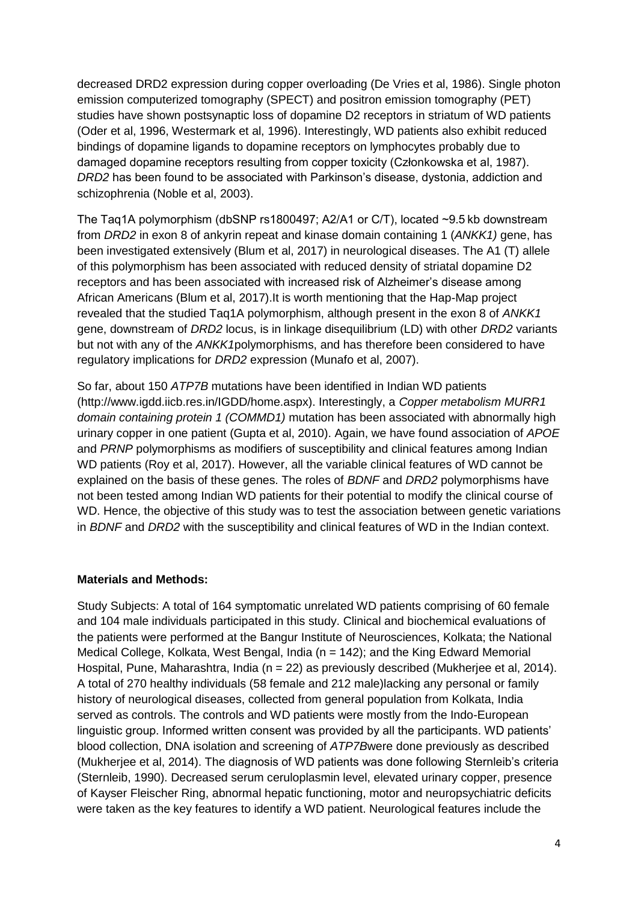decreased DRD2 expression during copper overloading (De Vries et al, 1986). Single photon emission computerized tomography (SPECT) and positron emission tomography (PET) studies have shown postsynaptic loss of dopamine D2 receptors in striatum of WD patients (Oder et al, 1996, Westermark et al, 1996). Interestingly, WD patients also exhibit reduced bindings of dopamine ligands to dopamine receptors on lymphocytes probably due to damaged dopamine receptors resulting from copper toxicity (Członkowska et al, 1987). *DRD2* has been found to be associated with Parkinson's disease, dystonia, addiction and schizophrenia (Noble et al, 2003).

The Taq1A polymorphism (dbSNP rs1800497; A2/A1 or C/T), located ~9.5 kb downstream from *DRD2* in exon 8 of ankyrin repeat and kinase domain containing 1 (*ANKK1)* gene, has been investigated extensively (Blum et al, 2017) in neurological diseases. The A1 (T) allele of this polymorphism has been associated with reduced density of striatal dopamine D2 receptors and has been associated with increased risk of Alzheimer's disease among African Americans (Blum et al, 2017).It is worth mentioning that the Hap-Map project revealed that the studied Taq1A polymorphism, although present in the exon 8 of *ANKK1* gene, downstream of *DRD2* locus, is in linkage disequilibrium (LD) with other *DRD2* variants but not with any of the *ANKK1*polymorphisms, and has therefore been considered to have regulatory implications for *DRD2* expression (Munafo et al, 2007).

So far, about 150 *ATP7B* mutations have been identified in Indian WD patients (http://www.igdd.iicb.res.in/IGDD/home.aspx). Interestingly, a *Copper metabolism MURR1 domain containing protein 1 (COMMD1)* mutation has been associated with abnormally high urinary copper in one patient (Gupta et al, 2010). Again, we have found association of *APOE* and *PRNP* polymorphisms as modifiers of susceptibility and clinical features among Indian WD patients (Roy et al, 2017). However, all the variable clinical features of WD cannot be explained on the basis of these genes. The roles of *BDNF* and *DRD2* polymorphisms have not been tested among Indian WD patients for their potential to modify the clinical course of WD. Hence, the objective of this study was to test the association between genetic variations in *BDNF* and *DRD2* with the susceptibility and clinical features of WD in the Indian context.

## Materials and Methods:

Study Subjects: A total of 164 symptomatic unrelated WD patients comprising of 60 female and 104 male individuals participated in this study. Clinical and biochemical evaluations of the patients were performed at the Bangur Institute of Neurosciences, Kolkata; the National Medical College, Kolkata, West Bengal, India (n = 142); and the King Edward Memorial Hospital, Pune, Maharashtra, India (n = 22) as previously described (Mukherjee et al, 2014). A total of 270 healthy individuals (58 female and 212 male)lacking any personal or family history of neurological diseases, collected from general population from Kolkata, India served as controls. The controls and WD patients were mostly from the Indo-European linguistic group. Informed written consent was provided by all the participants. WD patients' blood collection, DNA isolation and screening of *ATP7B*were done previously as described (Mukherjee et al, 2014). The diagnosis of WD patients was done following Sternleib's criteria (Sternleib, 1990). Decreased serum ceruloplasmin level, elevated urinary copper, presence of Kayser Fleischer Ring, abnormal hepatic functioning, motor and neuropsychiatric deficits were taken as the key features to identify a WD patient. Neurological features include the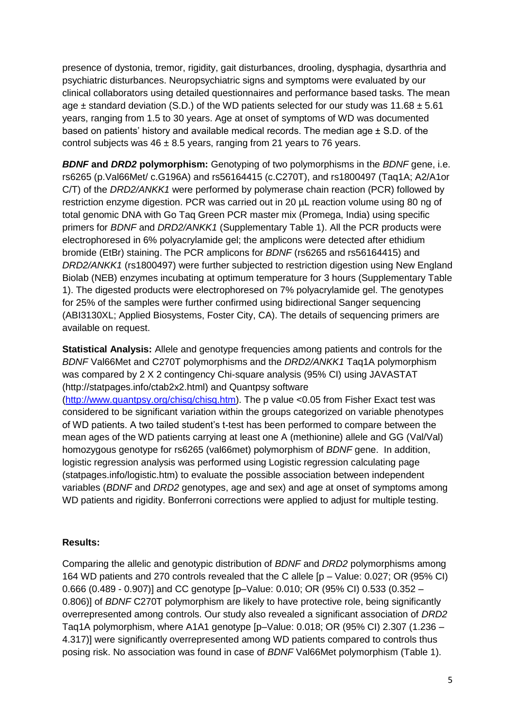presence of dystonia, tremor, rigidity, gait disturbances, drooling, dysphagia, dysarthria and psychiatric disturbances. Neuropsychiatric signs and symptoms were evaluated by our clinical collaborators using detailed questionnaires and performance based tasks. The mean age ± standard deviation (S.D.) of the WD patients selected for our study was 11.68 ± 5.61 years, ranging from 1.5 to 30 years. Age at onset of symptoms of WD was documented based on patients' history and available medical records. The median age ± S.D. of the control subjects was 46 ± 8.5 years, ranging from 21 years to 76 years.

***BDNF* and *DRD2* polymorphism:** Genotyping of two polymorphisms in the *BDNF* gene, i.e. rs6265 (p.Val66Met/ c.G196A) and rs56164415 (c.C270T), and rs1800497 (Taq1A; A2/A1or C/T) of the *DRD2/ANKK1* were performed by polymerase chain reaction (PCR) followed by restriction enzyme digestion. PCR was carried out in 20 µL reaction volume using 80 ng of total genomic DNA with Go Taq Green PCR master mix (Promega, India) using specific primers for *BDNF* and *DRD2/ANKK1* (Supplementary Table 1). All the PCR products were electrophoresed in 6% polyacrylamide gel; the amplicons were detected after ethidium bromide (EtBr) staining. The PCR amplicons for *BDNF* (rs6265 and rs56164415) and *DRD2/ANKK1* (rs1800497) were further subjected to restriction digestion using New England Biolab (NEB) enzymes incubating at optimum temperature for 3 hours (Supplementary Table 1). The digested products were electrophoresed on 7% polyacrylamide gel. The genotypes for 25% of the samples were further confirmed using bidirectional Sanger sequencing (ABI3130XL; Applied Biosystems, Foster City, CA). The details of sequencing primers are available on request.

**Statistical Analysis:** Allele and genotype frequencies among patients and controls for the *BDNF* Val66Met and C270T polymorphisms and the *DRD2/ANKK1* Taq1A polymorphism was compared by 2 X 2 contingency Chi-square analysis (95% CI) using JAVASTAT (http://statpages.info/ctab2x2.html) and Quantpsy software (http://www.quantpsy.org/chisq/chisq.htm). The p value <0.05 from Fisher Exact test was considered to be significant variation within the groups categorized on variable phenotypes of WD patients. A two tailed student's t-test has been performed to compare between the mean ages of the WD patients carrying at least one A (methionine) allele and GG (Val/Val) homozygous genotype for rs6265 (val66met) polymorphism of *BDNF* gene. In addition, logistic regression analysis was performed using Logistic regression calculating page (statpages.info/logistic.htm) to evaluate the possible association between independent variables (*BDNF* and *DRD2* genotypes, age and sex) and age at onset of symptoms among WD patients and rigidity. Bonferroni corrections were applied to adjust for multiple testing.

## Results:

Comparing the allelic and genotypic distribution of *BDNF* and *DRD2* polymorphisms among 164 WD patients and 270 controls revealed that the C allele [p – Value: 0.027; OR (95% CI) 0.666 (0.489 - 0.907)] and CC genotype [p–Value: 0.010; OR (95% CI) 0.533 (0.352 – 0.806)] of *BDNF* C270T polymorphism are likely to have protective role, being significantly overrepresented among controls. Our study also revealed a significant association of *DRD2* Taq1A polymorphism, where A1A1 genotype [p–Value: 0.018; OR (95% CI) 2.307 (1.236 – 4.317)] were significantly overrepresented among WD patients compared to controls thus posing risk. No association was found in case of *BDNF* Val66Met polymorphism (Table 1).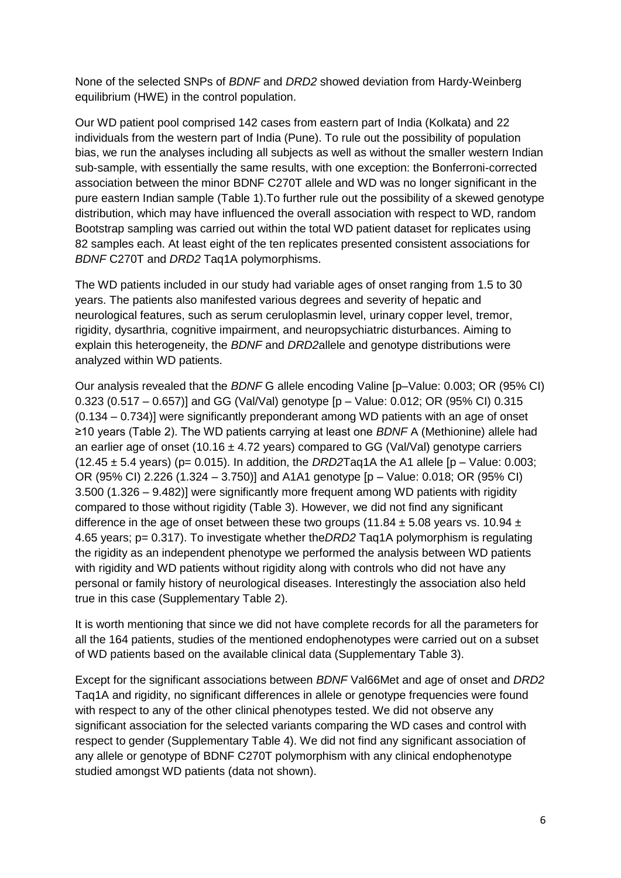None of the selected SNPs of *BDNF* and *DRD2* showed deviation from Hardy-Weinberg equilibrium (HWE) in the control population.

Our WD patient pool comprised 142 cases from eastern part of India (Kolkata) and 22 individuals from the western part of India (Pune). To rule out the possibility of population bias, we run the analyses including all subjects as well as without the smaller western Indian sub-sample, with essentially the same results, with one exception: the Bonferroni-corrected association between the minor BDNF C270T allele and WD was no longer significant in the pure eastern Indian sample (Table 1).To further rule out the possibility of a skewed genotype distribution, which may have influenced the overall association with respect to WD, random Bootstrap sampling was carried out within the total WD patient dataset for replicates using 82 samples each. At least eight of the ten replicates presented consistent associations for *BDNF* C270T and *DRD2* Taq1A polymorphisms.

The WD patients included in our study had variable ages of onset ranging from 1.5 to 30 years. The patients also manifested various degrees and severity of hepatic and neurological features, such as serum ceruloplasmin level, urinary copper level, tremor, rigidity, dysarthria, cognitive impairment, and neuropsychiatric disturbances. Aiming to explain this heterogeneity, the *BDNF* and *DRD2*allele and genotype distributions were analyzed within WD patients.

Our analysis revealed that the *BDNF* G allele encoding Valine [p–Value: 0.003; OR (95% CI) 0.323 (0.517 – 0.657)] and GG (Val/Val) genotype [p – Value: 0.012; OR (95% CI) 0.315 (0.134 – 0.734)] were significantly preponderant among WD patients with an age of onset ≥10 years (Table 2). The WD patients carrying at least one *BDNF* A (Methionine) allele had an earlier age of onset ($10.16 \pm 4.72$ years) compared to GG (Val/Val) genotype carriers ($12.45 \pm 5.4$ years) ($p = 0.015$). In addition, the *DRD2*Taq1A the A1 allele [p – Value: 0.003; OR (95% CI) 2.226 (1.324 – 3.750)] and A1A1 genotype [p – Value: 0.018; OR (95% CI) 3.500 (1.326 – 9.482)] were significantly more frequent among WD patients with rigidity compared to those without rigidity (Table 3). However, we did not find any significant difference in the age of onset between these two groups ($11.84 \pm 5.08$ years vs. $10.94 \pm 4.65$ years; $p = 0.317$). To investigate whether the*DRD2* Taq1A polymorphism is regulating the rigidity as an independent phenotype we performed the analysis between WD patients with rigidity and WD patients without rigidity along with controls who did not have any personal or family history of neurological diseases. Interestingly the association also held true in this case (Supplementary Table 2).

It is worth mentioning that since we did not have complete records for all the parameters for all the 164 patients, studies of the mentioned endophenotypes were carried out on a subset of WD patients based on the available clinical data (Supplementary Table 3).

Except for the significant associations between *BDNF* Val66Met and age of onset and *DRD2* Taq1A and rigidity, no significant differences in allele or genotype frequencies were found with respect to any of the other clinical phenotypes tested. We did not observe any significant association for the selected variants comparing the WD cases and control with respect to gender (Supplementary Table 4). We did not find any significant association of any allele or genotype of BDNF C270T polymorphism with any clinical endophenotype studied amongst WD patients (data not shown).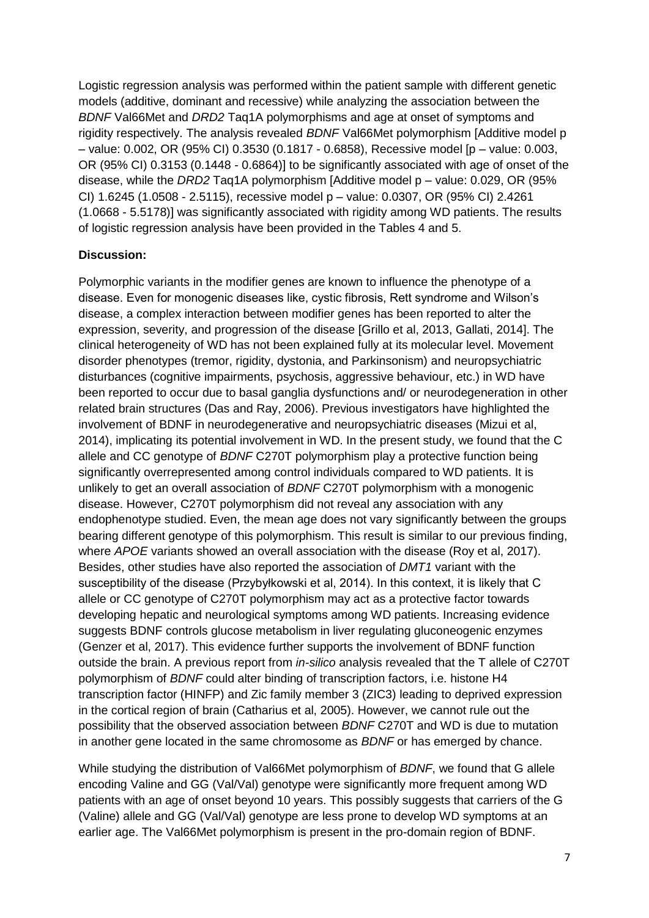Logistic regression analysis was performed within the patient sample with different genetic models (additive, dominant and recessive) while analyzing the association between the *BDNF* Val66Met and *DRD2* Taq1A polymorphisms and age at onset of symptoms and rigidity respectively. The analysis revealed *BDNF* Val66Met polymorphism [Additive model p – value: 0.002, OR (95% CI) 0.3530 (0.1817 - 0.6858), Recessive model [p – value: 0.003, OR (95% CI) 0.3153 (0.1448 - 0.6864)] to be significantly associated with age of onset of the disease, while the *DRD2* Taq1A polymorphism [Additive model p – value: 0.029, OR (95% CI) 1.6245 (1.0508 - 2.5115), recessive model p – value: 0.0307, OR (95% CI) 2.4261 (1.0668 - 5.5178)] was significantly associated with rigidity among WD patients. The results of logistic regression analysis have been provided in the Tables 4 and 5.

**Discussion:**

Polymorphic variants in the modifier genes are known to influence the phenotype of a disease. Even for monogenic diseases like, cystic fibrosis, Rett syndrome and Wilson's disease, a complex interaction between modifier genes has been reported to alter the expression, severity, and progression of the disease [Grillo et al, 2013, Gallati, 2014]. The clinical heterogeneity of WD has not been explained fully at its molecular level. Movement disorder phenotypes (tremor, rigidity, dystonia, and Parkinsonism) and neuropsychiatric disturbances (cognitive impairments, psychosis, aggressive behaviour, etc.) in WD have been reported to occur due to basal ganglia dysfunctions and/ or neurodegeneration in other related brain structures (Das and Ray, 2006). Previous investigators have highlighted the involvement of BDNF in neurodegenerative and neuropsychiatric diseases (Mizui et al, 2014), implicating its potential involvement in WD. In the present study, we found that the C allele and CC genotype of *BDNF* C270T polymorphism play a protective function being significantly overrepresented among control individuals compared to WD patients. It is unlikely to get an overall association of *BDNF* C270T polymorphism with a monogenic disease. However, C270T polymorphism did not reveal any association with any endophenotype studied. Even, the mean age does not vary significantly between the groups bearing different genotype of this polymorphism. This result is similar to our previous finding, where *APOE* variants showed an overall association with the disease (Roy et al, 2017). Besides, other studies have also reported the association of *DMT1* variant with the susceptibility of the disease (Przybyłkowski et al, 2014). In this context, it is likely that C allele or CC genotype of C270T polymorphism may act as a protective factor towards developing hepatic and neurological symptoms among WD patients. Increasing evidence suggests BDNF controls glucose metabolism in liver regulating gluconeogenic enzymes (Genzer et al, 2017). This evidence further supports the involvement of BDNF function outside the brain. A previous report from *in-silico* analysis revealed that the T allele of C270T polymorphism of *BDNF* could alter binding of transcription factors, i.e. histone H4 transcription factor (HINFP) and Zic family member 3 (ZIC3) leading to deprived expression in the cortical region of brain (Catharius et al, 2005). However, we cannot rule out the possibility that the observed association between *BDNF* C270T and WD is due to mutation in another gene located in the same chromosome as *BDNF* or has emerged by chance.

While studying the distribution of Val66Met polymorphism of *BDNF*, we found that G allele encoding Valine and GG (Val/Val) genotype were significantly more frequent among WD patients with an age of onset beyond 10 years. This possibly suggests that carriers of the G (Valine) allele and GG (Val/Val) genotype are less prone to develop WD symptoms at an earlier age. The Val66Met polymorphism is present in the pro-domain region of BDNF.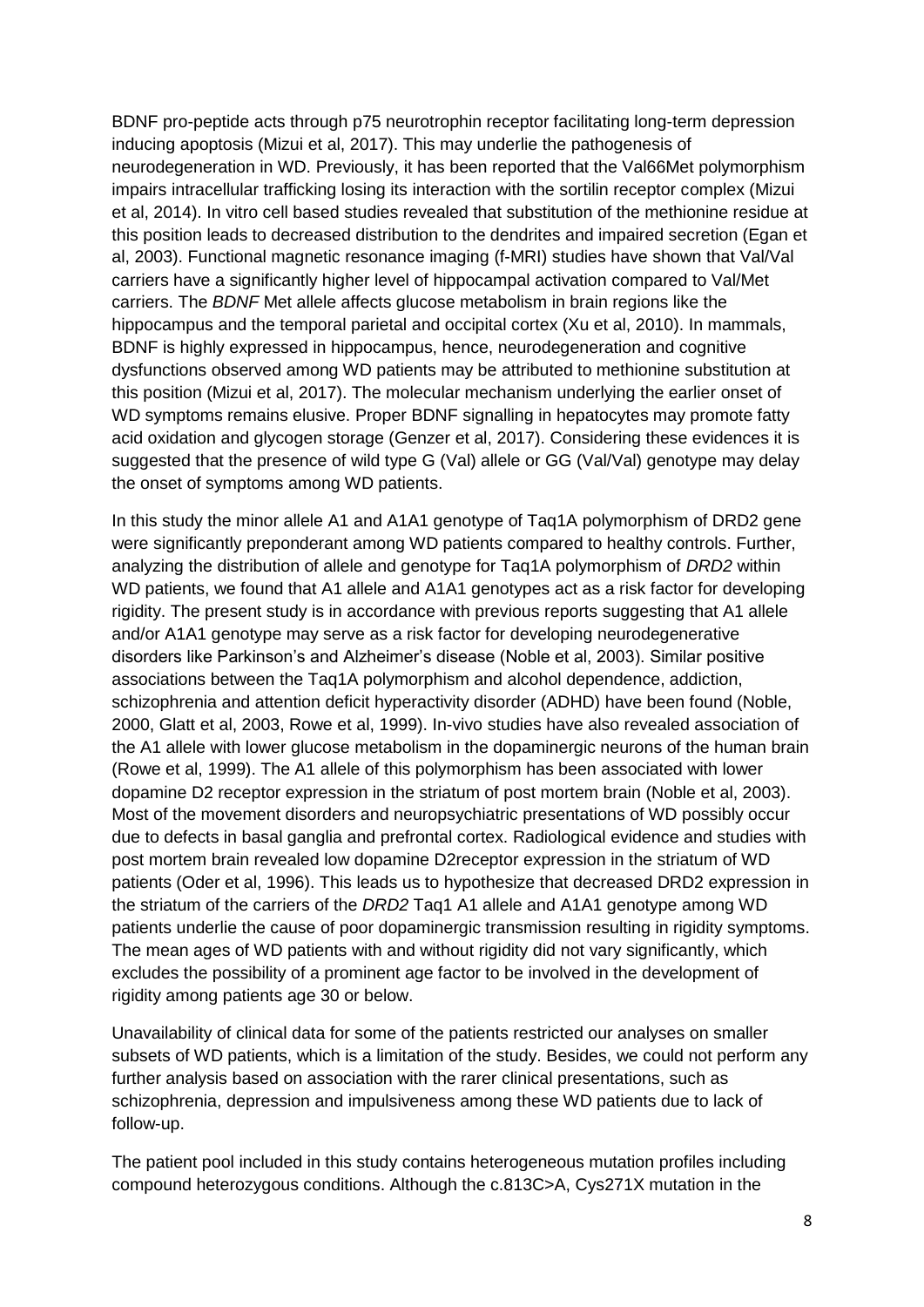BDNF pro-peptide acts through p75 neurotrophin receptor facilitating long-term depression inducing apoptosis (Mizui et al, 2017). This may underlie the pathogenesis of neurodegeneration in WD. Previously, it has been reported that the Val66Met polymorphism impairs intracellular trafficking losing its interaction with the sortilin receptor complex (Mizui et al, 2014). In vitro cell based studies revealed that substitution of the methionine residue at this position leads to decreased distribution to the dendrites and impaired secretion (Egan et al, 2003). Functional magnetic resonance imaging (f-MRI) studies have shown that Val/Val carriers have a significantly higher level of hippocampal activation compared to Val/Met carriers. The *BDNF* Met allele affects glucose metabolism in brain regions like the hippocampus and the temporal parietal and occipital cortex (Xu et al, 2010). In mammals, BDNF is highly expressed in hippocampus, hence, neurodegeneration and cognitive dysfunctions observed among WD patients may be attributed to methionine substitution at this position (Mizui et al, 2017). The molecular mechanism underlying the earlier onset of WD symptoms remains elusive. Proper BDNF signalling in hepatocytes may promote fatty acid oxidation and glycogen storage (Genzer et al, 2017). Considering these evidences it is suggested that the presence of wild type G (Val) allele or GG (Val/Val) genotype may delay the onset of symptoms among WD patients.

In this study the minor allele A1 and A1A1 genotype of Taq1A polymorphism of DRD2 gene were significantly preponderant among WD patients compared to healthy controls. Further, analyzing the distribution of allele and genotype for Taq1A polymorphism of *DRD2* within WD patients, we found that A1 allele and A1A1 genotypes act as a risk factor for developing rigidity. The present study is in accordance with previous reports suggesting that A1 allele and/or A1A1 genotype may serve as a risk factor for developing neurodegenerative disorders like Parkinson's and Alzheimer's disease (Noble et al, 2003). Similar positive associations between the Taq1A polymorphism and alcohol dependence, addiction, schizophrenia and attention deficit hyperactivity disorder (ADHD) have been found (Noble, 2000, Glatt et al, 2003, Rowe et al, 1999). In-vivo studies have also revealed association of the A1 allele with lower glucose metabolism in the dopaminergic neurons of the human brain (Rowe et al, 1999). The A1 allele of this polymorphism has been associated with lower dopamine D2 receptor expression in the striatum of post mortem brain (Noble et al, 2003). Most of the movement disorders and neuropsychiatric presentations of WD possibly occur due to defects in basal ganglia and prefrontal cortex. Radiological evidence and studies with post mortem brain revealed low dopamine D2receptor expression in the striatum of WD patients (Oder et al, 1996). This leads us to hypothesize that decreased DRD2 expression in the striatum of the carriers of the *DRD2* Taq1 A1 allele and A1A1 genotype among WD patients underlie the cause of poor dopaminergic transmission resulting in rigidity symptoms. The mean ages of WD patients with and without rigidity did not vary significantly, which excludes the possibility of a prominent age factor to be involved in the development of rigidity among patients age 30 or below.

Unavailability of clinical data for some of the patients restricted our analyses on smaller subsets of WD patients, which is a limitation of the study. Besides, we could not perform any further analysis based on association with the rarer clinical presentations, such as schizophrenia, depression and impulsiveness among these WD patients due to lack of follow-up.

The patient pool included in this study contains heterogeneous mutation profiles including compound heterozygous conditions. Although the c.813C>A, Cys271X mutation in the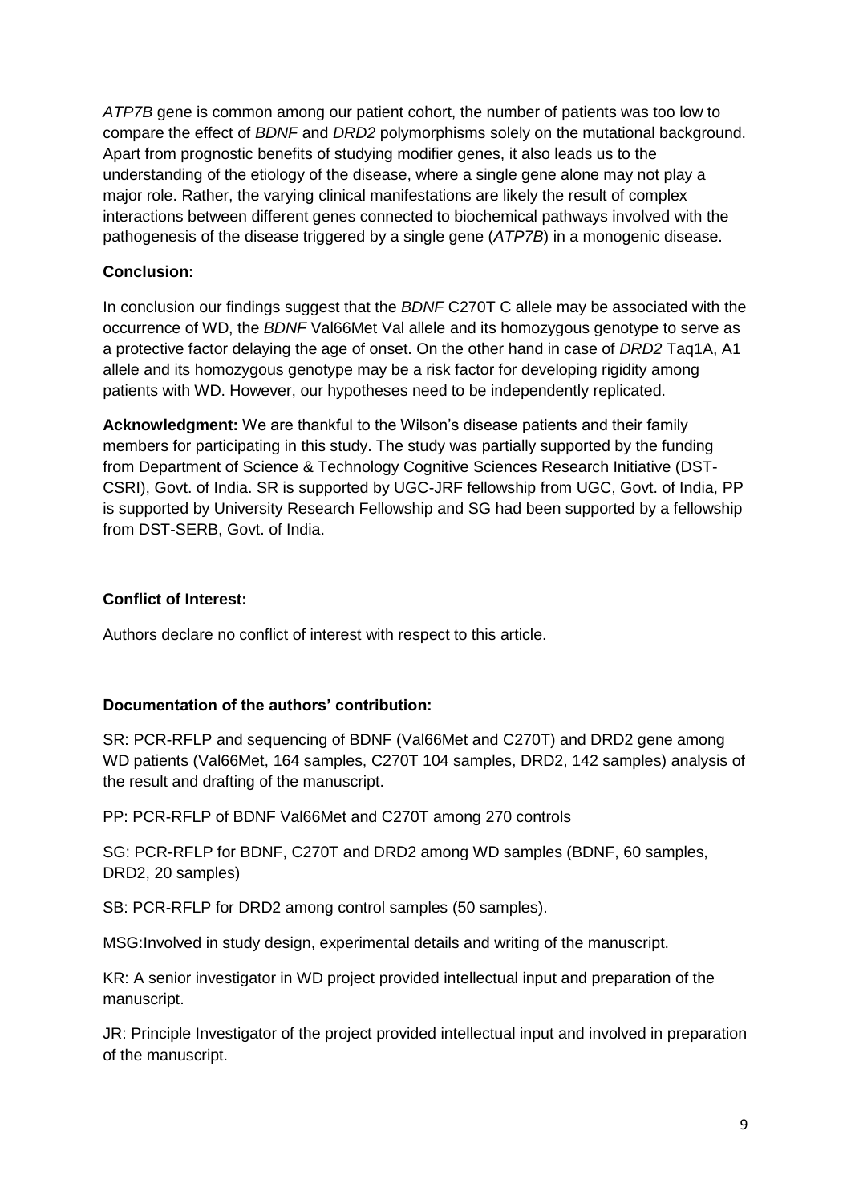*ATP7B* gene is common among our patient cohort, the number of patients was too low to compare the effect of *BDNF* and *DRD2* polymorphisms solely on the mutational background. Apart from prognostic benefits of studying modifier genes, it also leads us to the understanding of the etiology of the disease, where a single gene alone may not play a major role. Rather, the varying clinical manifestations are likely the result of complex interactions between different genes connected to biochemical pathways involved with the pathogenesis of the disease triggered by a single gene (*ATP7B*) in a monogenic disease.

**Conclusion:**

In conclusion our findings suggest that the *BDNF* C270T C allele may be associated with the occurrence of WD, the *BDNF* Val66Met Val allele and its homozygous genotype to serve as a protective factor delaying the age of onset. On the other hand in case of *DRD2* Taq1A, A1 allele and its homozygous genotype may be a risk factor for developing rigidity among patients with WD. However, our hypotheses need to be independently replicated.

**Acknowledgment:** We are thankful to the Wilson's disease patients and their family members for participating in this study. The study was partially supported by the funding from Department of Science & Technology Cognitive Sciences Research Initiative (DST-CSRI), Govt. of India. SR is supported by UGC-JRF fellowship from UGC, Govt. of India, PP is supported by University Research Fellowship and SG had been supported by a fellowship from DST-SERB, Govt. of India.

**Conflict of Interest:**

Authors declare no conflict of interest with respect to this article.

**Documentation of the authors' contribution:**

SR: PCR-RFLP and sequencing of BDNF (Val66Met and C270T) and DRD2 gene among WD patients (Val66Met, 164 samples, C270T 104 samples, DRD2, 142 samples) analysis of the result and drafting of the manuscript.

PP: PCR-RFLP of BDNF Val66Met and C270T among 270 controls

SG: PCR-RFLP for BDNF, C270T and DRD2 among WD samples (BDNF, 60 samples, DRD2, 20 samples)

SB: PCR-RFLP for DRD2 among control samples (50 samples).

MSG:Involved in study design, experimental details and writing of the manuscript.

KR: A senior investigator in WD project provided intellectual input and preparation of the manuscript.

JR: Principle Investigator of the project provided intellectual input and involved in preparation of the manuscript.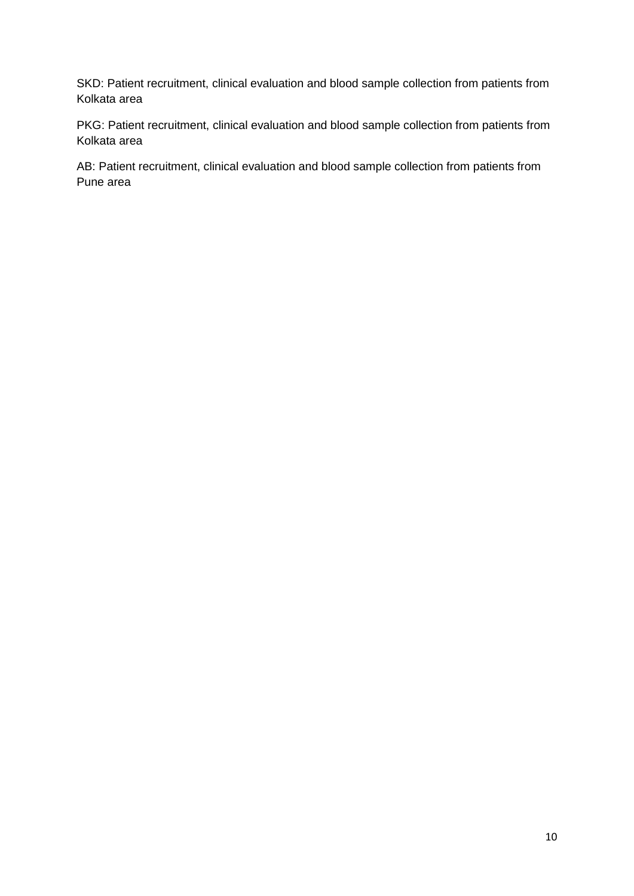SKD: Patient recruitment, clinical evaluation and blood sample collection from patients from Kolkata area

PKG: Patient recruitment, clinical evaluation and blood sample collection from patients from Kolkata area

AB: Patient recruitment, clinical evaluation and blood sample collection from patients from Pune area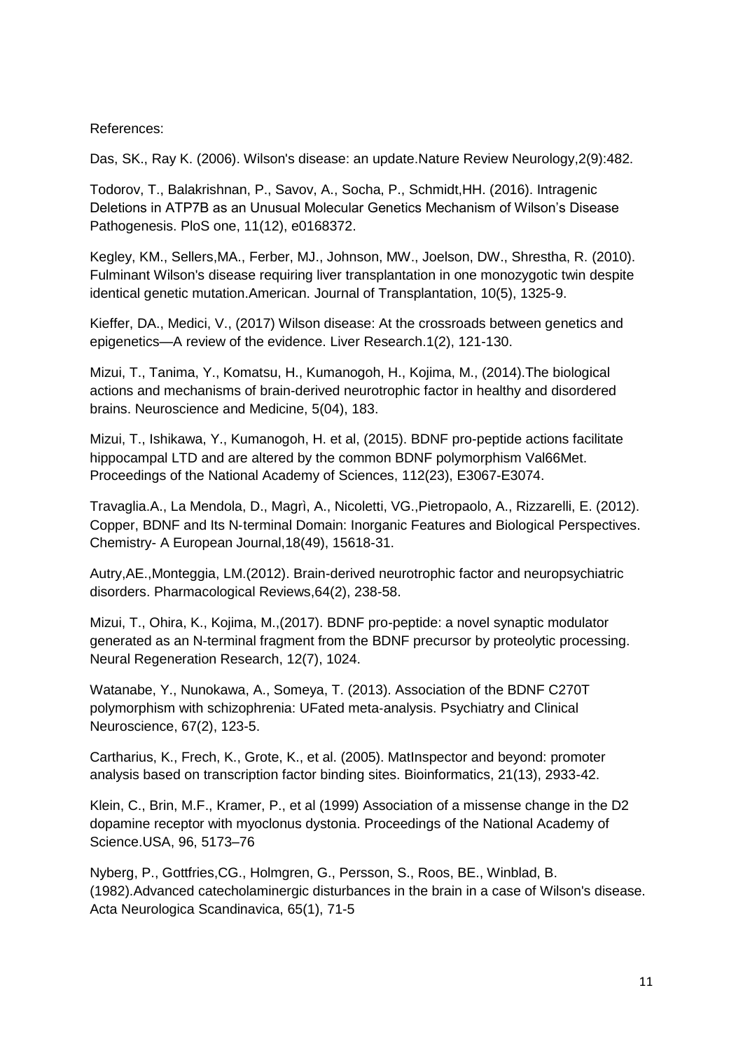References:

Das, SK., Ray K. (2006). Wilson's disease: an update.Nature Review Neurology,2(9):482.

Todorov, T., Balakrishnan, P., Savov, A., Socha, P., Schmidt,HH. (2016). Intragenic Deletions in ATP7B as an Unusual Molecular Genetics Mechanism of Wilson's Disease Pathogenesis. PloS one, 11(12), e0168372.

Kegley, KM., Sellers,MA., Ferber, MJ., Johnson, MW., Joelson, DW., Shrestha, R. (2010). Fulminant Wilson's disease requiring liver transplantation in one monozygotic twin despite identical genetic mutation.American. Journal of Transplantation, 10(5), 1325-9.

Kieffer, DA., Medici, V., (2017) Wilson disease: At the crossroads between genetics and epigenetics—A review of the evidence. Liver Research.1(2), 121-130.

Mizui, T., Tanima, Y., Komatsu, H., Kumanogoh, H., Kojima, M., (2014).The biological actions and mechanisms of brain-derived neurotrophic factor in healthy and disordered brains. Neuroscience and Medicine, 5(04), 183.

Mizui, T., Ishikawa, Y., Kumanogoh, H. et al, (2015). BDNF pro-peptide actions facilitate hippocampal LTD and are altered by the common BDNF polymorphism Val66Met. Proceedings of the National Academy of Sciences, 112(23), E3067-E3074.

Travaglia.A., La Mendola, D., Magrì, A., Nicoletti, VG.,Pietropaolo, A., Rizzarelli, E. (2012). Copper, BDNF and Its N-terminal Domain: Inorganic Features and Biological Perspectives. Chemistry- A European Journal,18(49), 15618-31.

Autry,AE.,Monteggia, LM.(2012). Brain-derived neurotrophic factor and neuropsychiatric disorders. Pharmacological Reviews,64(2), 238-58.

Mizui, T., Ohira, K., Kojima, M.,(2017). BDNF pro-peptide: a novel synaptic modulator generated as an N-terminal fragment from the BDNF precursor by proteolytic processing. Neural Regeneration Research, 12(7), 1024.

Watanabe, Y., Nunokawa, A., Someya, T. (2013). Association of the BDNF C270T polymorphism with schizophrenia: UFated meta-analysis. Psychiatry and Clinical Neuroscience, 67(2), 123-5.

Cartharius, K., Frech, K., Grote, K., et al. (2005). MatInspector and beyond: promoter analysis based on transcription factor binding sites. Bioinformatics, 21(13), 2933-42.

Klein, C., Brin, M.F., Kramer, P., et al (1999) Association of a missense change in the D2 dopamine receptor with myoclonus dystonia. Proceedings of the National Academy of Science.USA, 96, 5173–76

Nyberg, P., Gottfries,CG., Holmgren, G., Persson, S., Roos, BE., Winblad, B. (1982).Advanced catecholaminergic disturbances in the brain in a case of Wilson's disease. Acta Neurologica Scandinavica, 65(1), 71-5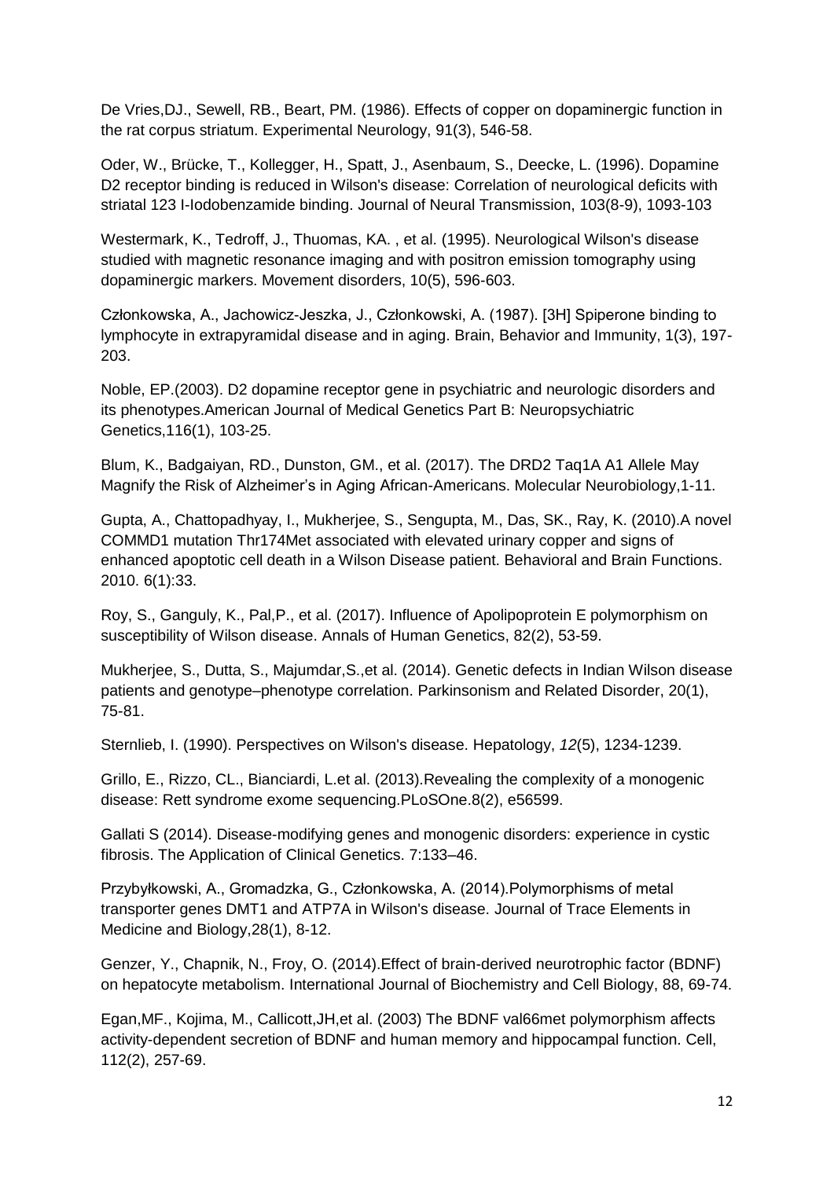De Vries,DJ., Sewell, RB., Beart, PM. (1986). Effects of copper on dopaminergic function in the rat corpus striatum. Experimental Neurology, 91(3), 546-58.

Oder, W., Brücke, T., Kollegger, H., Spatt, J., Asenbaum, S., Deecke, L. (1996). Dopamine D2 receptor binding is reduced in Wilson's disease: Correlation of neurological deficits with striatal 123 I-Iodobenzamide binding. Journal of Neural Transmission, 103(8-9), 1093-103

Westermark, K., Tedroff, J., Thuomas, KA. , et al. (1995). Neurological Wilson's disease studied with magnetic resonance imaging and with positron emission tomography using dopaminergic markers. Movement disorders, 10(5), 596-603.

Członkowska, A., Jachowicz-Jeszka, J., Członkowski, A. (1987). [3H] Spiperone binding to lymphocyte in extrapyramidal disease and in aging. Brain, Behavior and Immunity, 1(3), 197-203.

Noble, EP.(2003). D2 dopamine receptor gene in psychiatric and neurologic disorders and its phenotypes.American Journal of Medical Genetics Part B: Neuropsychiatric Genetics,116(1), 103-25.

Blum, K., Badgaiyan, RD., Dunston, GM., et al. (2017). The DRD2 Taq1A A1 Allele May Magnify the Risk of Alzheimer's in Aging African-Americans. Molecular Neurobiology,1-11.

Gupta, A., Chattopadhyay, I., Mukherjee, S., Sengupta, M., Das, SK., Ray, K. (2010).A novel COMMD1 mutation Thr174Met associated with elevated urinary copper and signs of enhanced apoptotic cell death in a Wilson Disease patient. Behavioral and Brain Functions. 2010. 6(1):33.

Roy, S., Ganguly, K., Pal,P., et al. (2017). Influence of Apolipoprotein E polymorphism on susceptibility of Wilson disease. Annals of Human Genetics, 82(2), 53-59.

Mukherjee, S., Dutta, S., Majumdar,S.,et al. (2014). Genetic defects in Indian Wilson disease patients and genotype–phenotype correlation. Parkinsonism and Related Disorder, 20(1), 75-81.

Sternlieb, I. (1990). Perspectives on Wilson's disease. Hepatology, *12*(5), 1234-1239.

Grillo, E., Rizzo, CL., Bianciardi, L.et al. (2013).Revealing the complexity of a monogenic disease: Rett syndrome exome sequencing.PLoSOne.8(2), e56599.

Gallati S (2014). Disease-modifying genes and monogenic disorders: experience in cystic fibrosis. The Application of Clinical Genetics. 7:133–46.

Przybyłkowski, A., Gromadzka, G., Członkowska, A. (2014).Polymorphisms of metal transporter genes DMT1 and ATP7A in Wilson's disease. Journal of Trace Elements in Medicine and Biology,28(1), 8-12.

Genzer, Y., Chapnik, N., Froy, O. (2014).Effect of brain-derived neurotrophic factor (BDNF) on hepatocyte metabolism. International Journal of Biochemistry and Cell Biology, 88, 69-74.

Egan,MF., Kojima, M., Callicott,JH,et al. (2003) The BDNF val66met polymorphism affects activity-dependent secretion of BDNF and human memory and hippocampal function. Cell, 112(2), 257-69.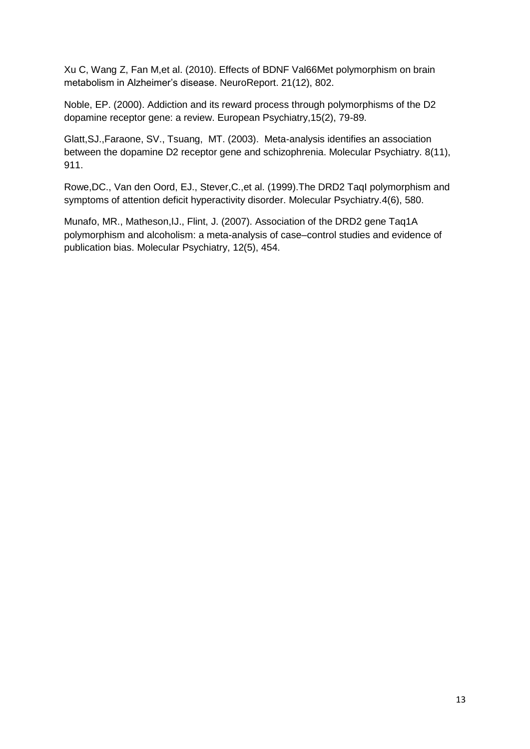Xu C, Wang Z, Fan M,et al. (2010). Effects of BDNF Val66Met polymorphism on brain metabolism in Alzheimer's disease. NeuroReport. 21(12), 802.

Noble, EP. (2000). Addiction and its reward process through polymorphisms of the D2 dopamine receptor gene: a review. European Psychiatry,15(2), 79-89.

Glatt,SJ.,Faraone, SV., Tsuang, MT. (2003). Meta-analysis identifies an association between the dopamine D2 receptor gene and schizophrenia. Molecular Psychiatry. 8(11), 911.

Rowe,DC., Van den Oord, EJ., Stever,C.,et al. (1999).The DRD2 TaqI polymorphism and symptoms of attention deficit hyperactivity disorder. Molecular Psychiatry.4(6), 580.

Munafo, MR., Matheson,IJ., Flint, J. (2007). Association of the DRD2 gene Taq1A polymorphism and alcoholism: a meta-analysis of case–control studies and evidence of publication bias. Molecular Psychiatry, 12(5), 454.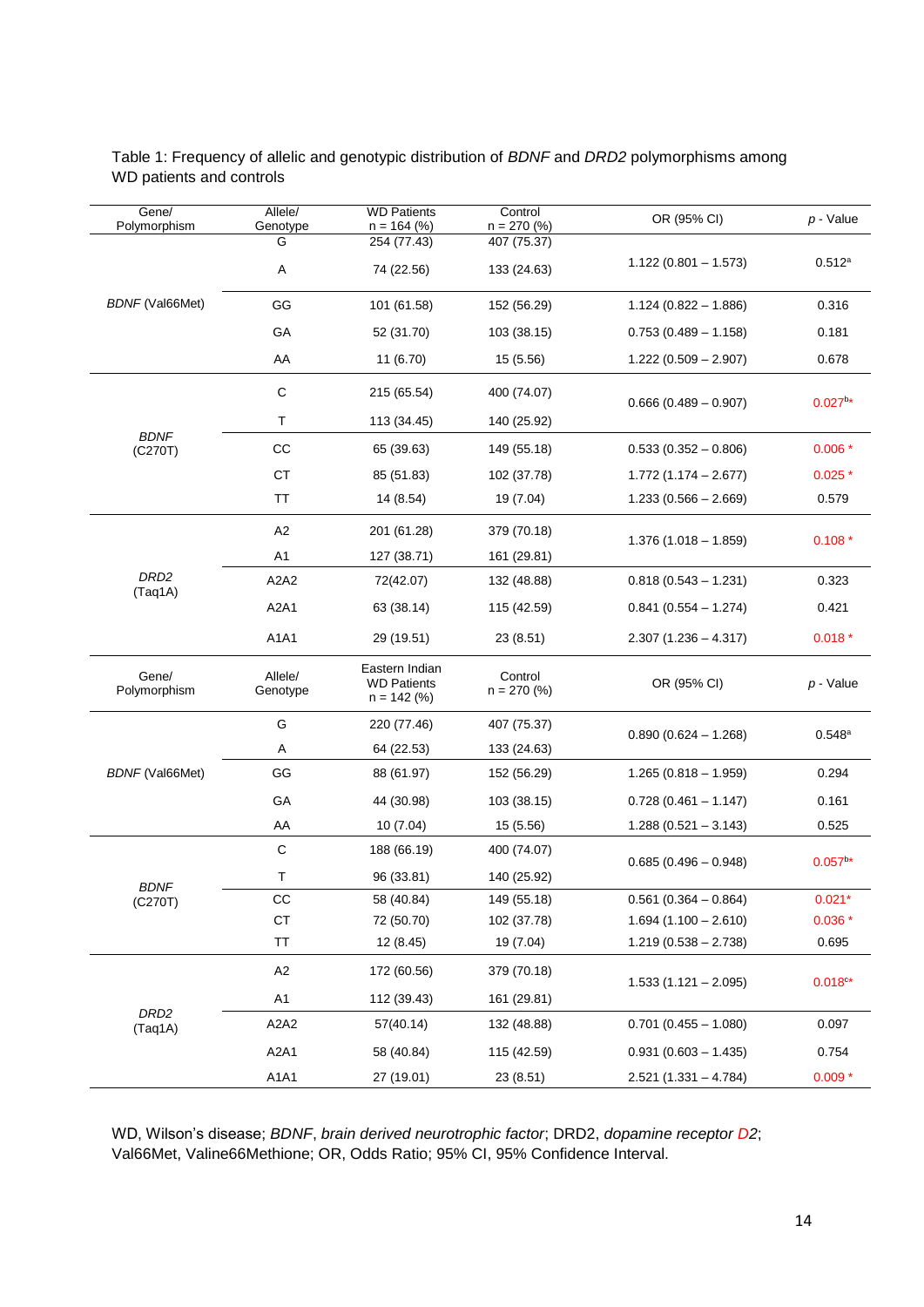Table 1: Frequency of allelic and genotypic distribution of *BDNF* and *DRD2* polymorphisms among WD patients and controls

| Gene/ Polymorphism | Allele/ Genotype | WD Patients n = 164 (%) | Control n = 270 (%) | OR (95% CI) | *p* - Value |
|---|---|---|---|---|---|
| *BDNF* (Val66Met) | G | 254 (77.43) | 407 (75.37) | 1.122 (0.801 – 1.573) | 0.512[a] |
| | A | 74 (22.56) | 133 (24.63) | | |
| | GG | 101 (61.58) | 152 (56.29) | 1.124 (0.822 – 1.886) | 0.316 |
| | GA | 52 (31.70) | 103 (38.15) | 0.753 (0.489 – 1.158) | 0.181 |
| | AA | 11 (6.70) | 15 (5.56) | 1.222 (0.509 – 2.907) | 0.678 |
| *BDNF* (C270T) | C | 215 (65.54) | 400 (74.07) | 0.666 (0.489 – 0.907) | 0.027[b]* |
| | T | 113 (34.45) | 140 (25.92) | | |
| | CC | 65 (39.63) | 149 (55.18) | 0.533 (0.352 – 0.806) | 0.006 * |
| | CT | 85 (51.83) | 102 (37.78) | 1.772 (1.174 – 2.677) | 0.025 * |
| | TT | 14 (8.54) | 19 (7.04) | 1.233 (0.566 – 2.669) | 0.579 |
| *DRD2* (Taq1A) | A2 | 201 (61.28) | 379 (70.18) | 1.376 (1.018 – 1.859) | 0.108 * |
| | A1 | 127 (38.71) | 161 (29.81) | | |
| | A2A2 | 72(42.07) | 132 (48.88) | 0.818 (0.543 – 1.231) | 0.323 |
| | A2A1 | 63 (38.14) | 115 (42.59) | 0.841 (0.554 – 1.274) | 0.421 |
| | A1A1 | 29 (19.51) | 23 (8.51) | 2.307 (1.236 – 4.317) | 0.018 * |
| **Gene/ Polymorphism** | **Allele/ Genotype** | **Eastern Indian WD Patients n = 142 (%)** | **Control n = 270 (%)** | **OR (95% CI)** | ***p* - Value** |
| *BDNF* (Val66Met) | G | 220 (77.46) | 407 (75.37) | 0.890 (0.624 – 1.268) | 0.548[a] |
| | A | 64 (22.53) | 133 (24.63) | | |
| | GG | 88 (61.97) | 152 (56.29) | 1.265 (0.818 – 1.959) | 0.294 |
| | GA | 44 (30.98) | 103 (38.15) | 0.728 (0.461 – 1.147) | 0.161 |
| | AA | 10 (7.04) | 15 (5.56) | 1.288 (0.521 – 3.143) | 0.525 |
| *BDNF* (C270T) | C | 188 (66.19) | 400 (74.07) | 0.685 (0.496 – 0.948) | 0.057[b]* |
| | T | 96 (33.81) | 140 (25.92) | | |
| | CC | 58 (40.84) | 149 (55.18) | 0.561 (0.364 – 0.864) | 0.021* |
| | CT | 72 (50.70) | 102 (37.78) | 1.694 (1.100 – 2.610) | 0.036 * |
| | TT | 12 (8.45) | 19 (7.04) | 1.219 (0.538 – 2.738) | 0.695 |
| *DRD2* (Taq1A) | A2 | 172 (60.56) | 379 (70.18) | 1.533 (1.121 – 2.095) | 0.018[c]* |
| | A1 | 112 (39.43) | 161 (29.81) | | |
| | A2A2 | 57(40.14) | 132 (48.88) | 0.701 (0.455 – 1.080) | 0.097 |
| | A2A1 | 58 (40.84) | 115 (42.59) | 0.931 (0.603 – 1.435) | 0.754 |
| | A1A1 | 27 (19.01) | 23 (8.51) | 2.521 (1.331 – 4.784) | 0.009 * |

WD, Wilson's disease; *BDNF*, *brain derived neurotrophic factor*; DRD2, *dopamine receptor D2*; Val66Met, Valine66Methione; OR, Odds Ratio; 95% CI, 95% Confidence Interval.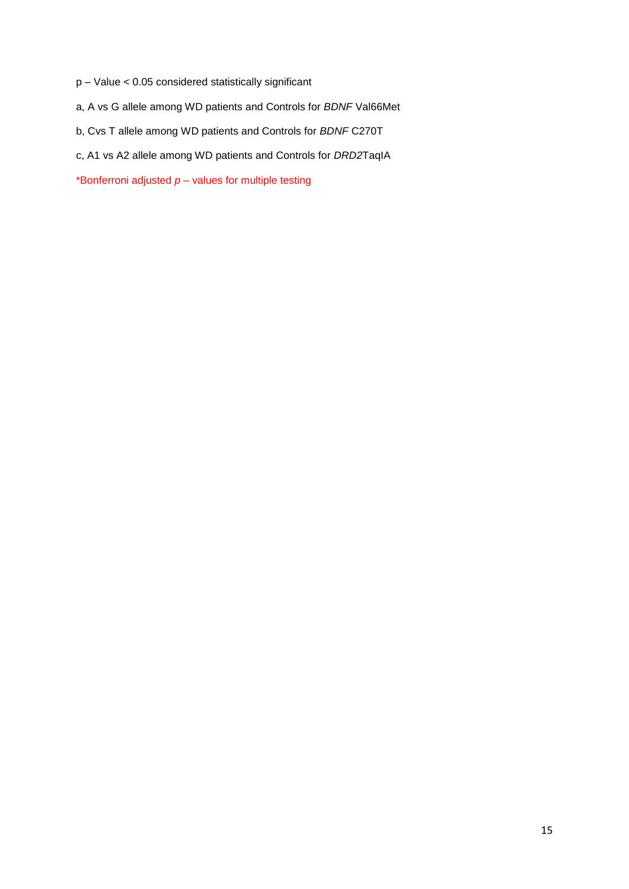p – Value < 0.05 considered statistically significant

a, A vs G allele among WD patients and Controls for *BDNF* Val66Met

b, Cvs T allele among WD patients and Controls for *BDNF* C270T

c, A1 vs A2 allele among WD patients and Controls for *DRD2*TaqIA

*Bonferroni adjusted *p* – values for multiple testing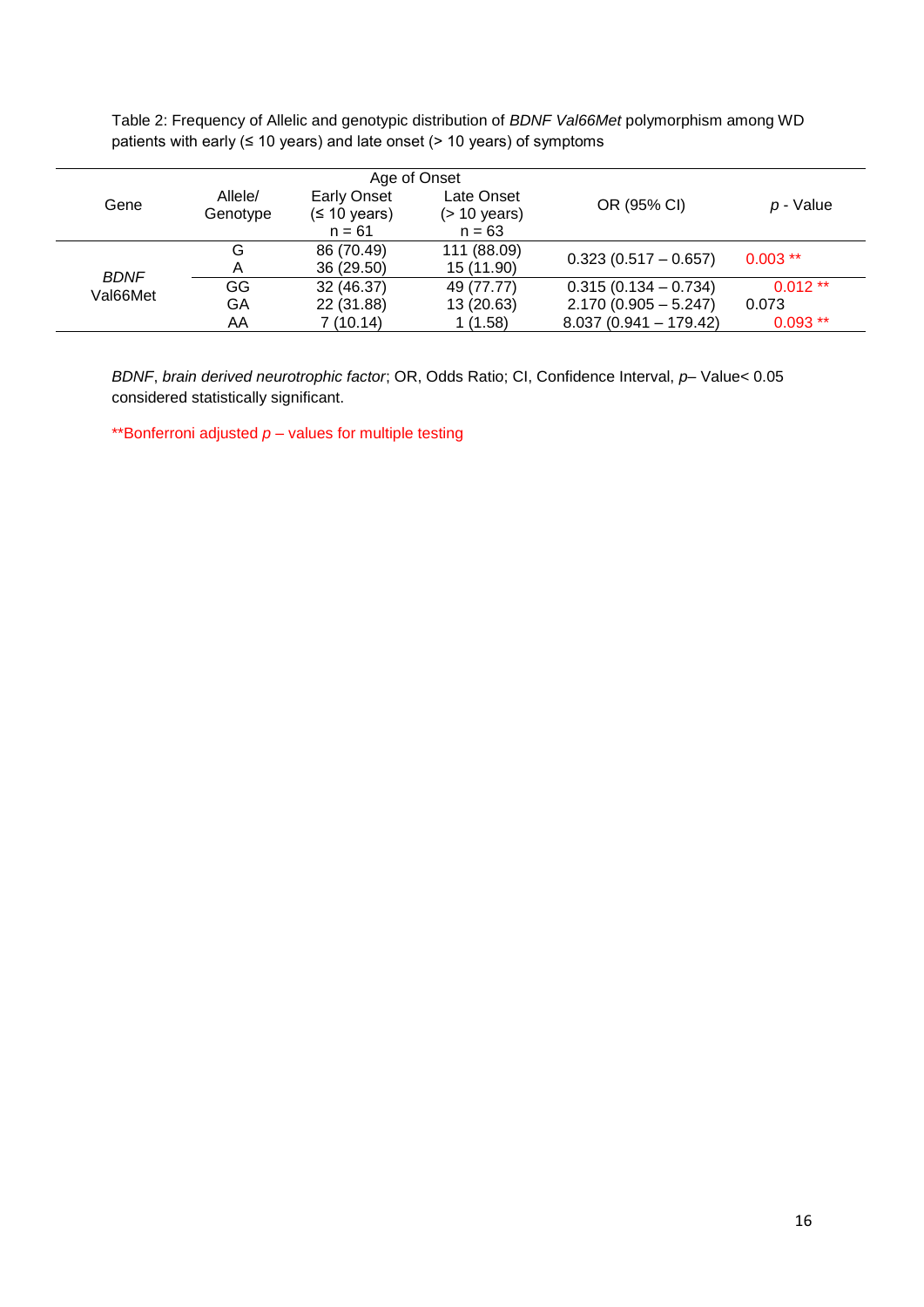Table 2: Frequency of Allelic and genotypic distribution of *BDNF Val66Met* polymorphism among WD patients with early (≤ 10 years) and late onset (> 10 years) of symptoms

| Gene | Allele/ Genotype | Age of Onset | | OR (95% CI) | *p* - Value |
|---|---|---|---|---|---|
| | | Early Onset (≤ 10 years) n = 61 | Late Onset (> 10 years) n = 63 | | |
| *BDNF* Val66Met | G | 86 (70.49) | 111 (88.09) | 0.323 (0.517 – 0.657) | 0.003 ** |
| | A | 36 (29.50) | 15 (11.90) | | |
| | GG | 32 (46.37) | 49 (77.77) | 0.315 (0.134 – 0.734) | 0.012 ** |
| | GA | 22 (31.88) | 13 (20.63) | 2.170 (0.905 – 5.247) | 0.073 |
| | AA | 7 (10.14) | 1 (1.58) | 8.037 (0.941 – 179.42) | 0.093 ** |

*BDNF*, *brain derived neurotrophic factor*; OR, Odds Ratio; CI, Confidence Interval, *p*– Value< 0.05 considered statistically significant.

**Bonferroni adjusted *p* – values for multiple testing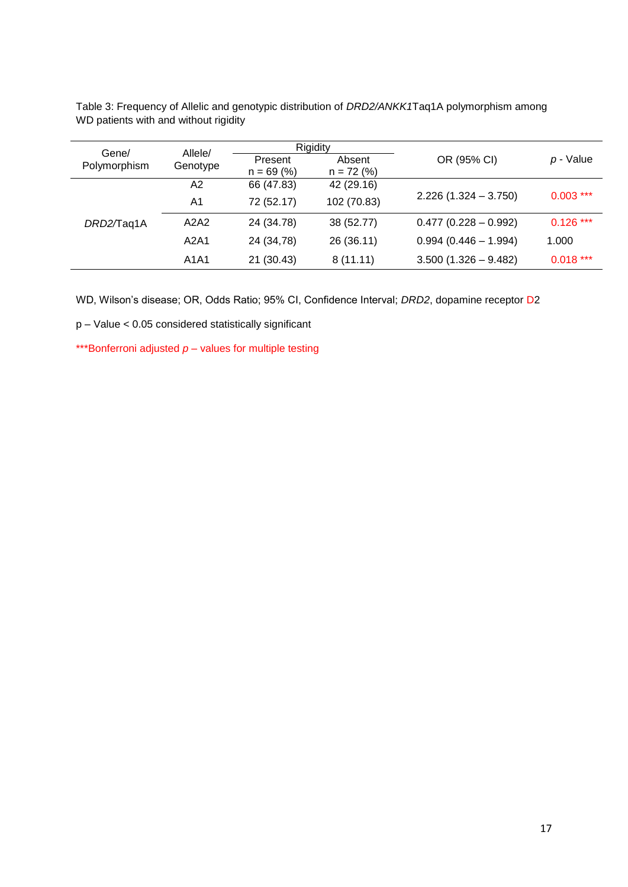Table 3: Frequency of Allelic and genotypic distribution of *DRD2/ANKK1*Taq1A polymorphism among WD patients with and without rigidity

| Gene/ Polymorphism | Allele/ Genotype | Rigidity | | OR (95% CI) | *p* - Value |
|---|---|---|---|---|---|
| | | Present n = 69 (%) | Absent n = 72 (%) | | |
| *DRD2*/Taq1A | A2 | 66 (47.83) | 42 (29.16) | 2.226 (1.324 – 3.750) | 0.003 *** |
| | A1 | 72 (52.17) | 102 (70.83) | | |
| | A2A2 | 24 (34.78) | 38 (52.77) | 0.477 (0.228 – 0.992) | 0.126 *** |
| | A2A1 | 24 (34,78) | 26 (36.11) | 0.994 (0.446 – 1.994) | 1.000 |
| | A1A1 | 21 (30.43) | 8 (11.11) | 3.500 (1.326 – 9.482) | 0.018 *** |

WD, Wilson's disease; OR, Odds Ratio; 95% CI, Confidence Interval; *DRD2*, dopamine receptor D2

p – Value < 0.05 considered statistically significant

***Bonferroni adjusted *p* – values for multiple testing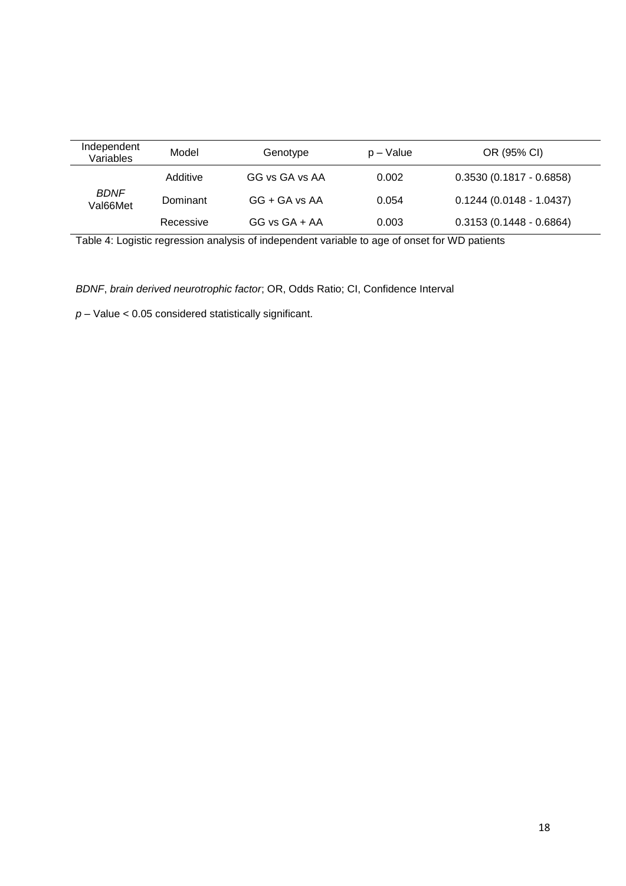| Independent Variables | Model | Genotype | p – Value | OR (95% CI) |
| --- | --- | --- | --- | --- |
| *BDNF* Val66Met | Additive | GG vs GA vs AA | 0.002 | 0.3530 (0.1817 - 0.6858) |
| | Dominant | GG + GA vs AA | 0.054 | 0.1244 (0.0148 - 1.0437) |
| | Recessive | GG vs GA + AA | 0.003 | 0.3153 (0.1448 - 0.6864) |

Table 4: Logistic regression analysis of independent variable to age of onset for WD patients

*BDNF*, *brain derived neurotrophic factor*; OR, Odds Ratio; CI, Confidence Interval

*p* – Value < 0.05 considered statistically significant.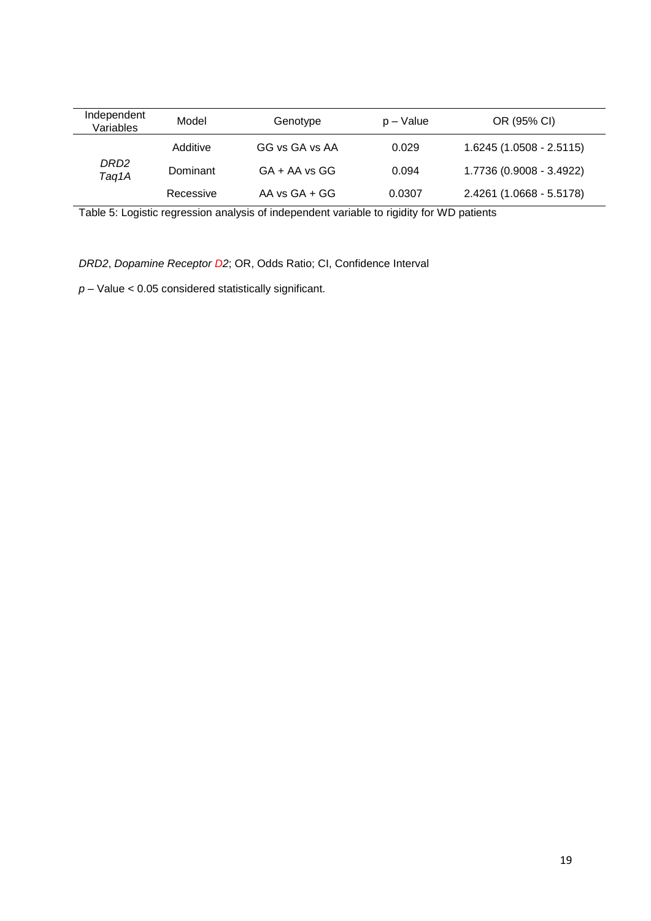| Independent Variables | Model | Genotype | p – Value | OR (95% CI) |
| --- | --- | --- | --- | --- |
| *DRD2 Taq1A* | Additive | GG vs GA vs AA | 0.029 | 1.6245 (1.0508 - 2.5115) |
| | Dominant | GA + AA vs GG | 0.094 | 1.7736 (0.9008 - 3.4922) |
| | Recessive | AA vs GA + GG | 0.0307 | 2.4261 (1.0668 - 5.5178) |

Table 5: Logistic regression analysis of independent variable to rigidity for WD patients

*DRD2*, *Dopamine Receptor D2*; OR, Odds Ratio; CI, Confidence Interval

*p* – Value < 0.05 considered statistically significant.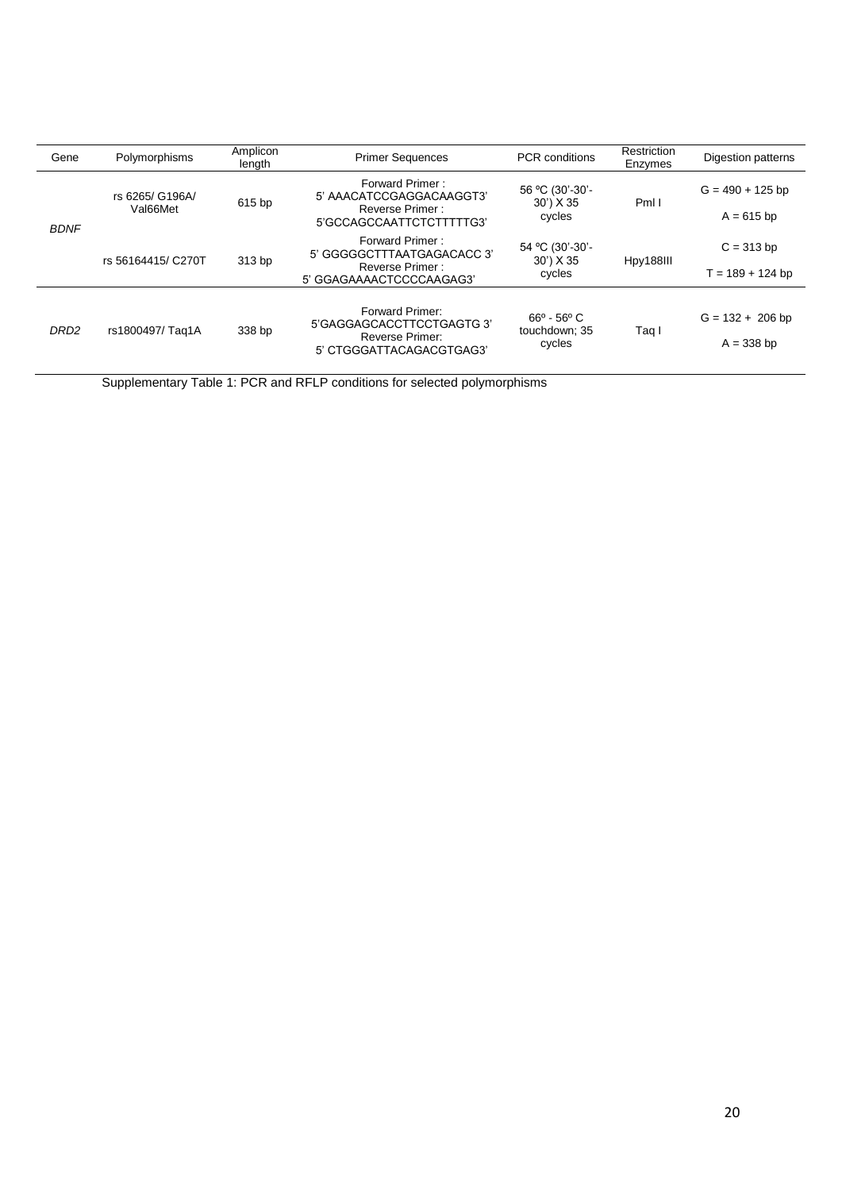| Gene | Polymorphisms | Amplicon length | Primer Sequences | PCR conditions | Restriction Enzymes | Digestion patterns |
|---|---|---|---|---|---|---|
| *BDNF* | rs 6265/ G196A/ Val66Met | 615 bp | Forward Primer : 5' AAACATCCGAGGACAAGGT3' Reverse Primer : 5'GCCAGCCAATTCTCTTTTTG3' | 56 ºC (30'-30'-30') X 35 cycles | Pml I | G = 490 + 125 bp<br>A = 615 bp |
| | rs 56164415/ C270T | 313 bp | Forward Primer : 5' GGGGGCTTTAATGAGACACC 3' Reverse Primer : 5' GGAGAAAACTCCCCAAGAG3' | 54 ºC (30'-30'-30') X 35 cycles | Hpy188III | C = 313 bp<br>T = 189 + 124 bp |
| *DRD2* | rs1800497/ Taq1A | 338 bp | Forward Primer: 5'GAGGAGCACCTTCCTGAGTG 3' Reverse Primer: 5' CTGGGATTACAGACGTGAG3' | 66º - 56º C touchdown; 35 cycles | Taq I | G = 132 + 206 bp<br>A = 338 bp |

Supplementary Table 1: PCR and RFLP conditions for selected polymorphisms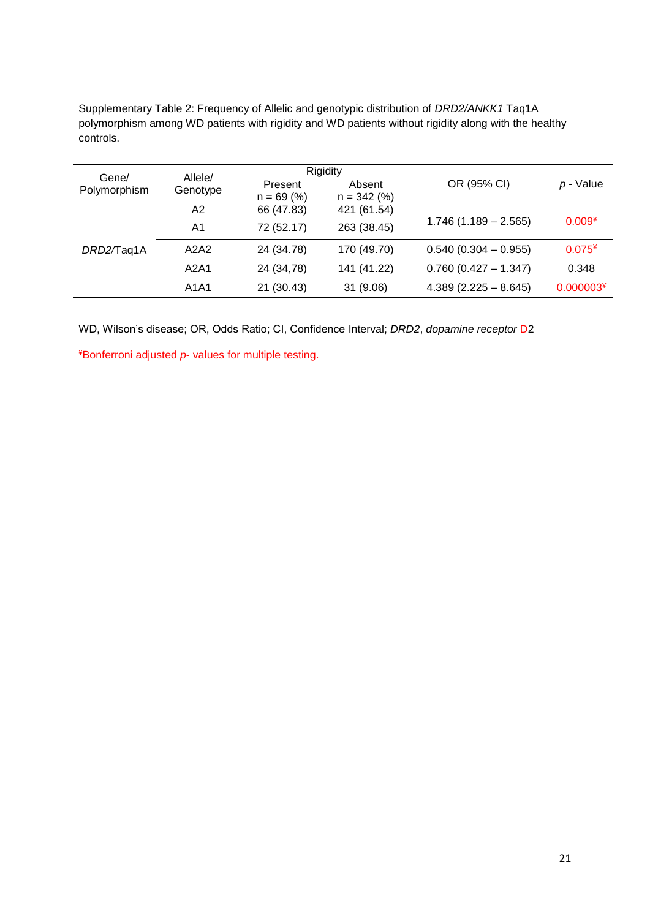Supplementary Table 2: Frequency of Allelic and genotypic distribution of *DRD2/ANKK1* Taq1A polymorphism among WD patients with rigidity and WD patients without rigidity along with the healthy controls.

| Gene/ Polymorphism | Allele/ Genotype | Rigidity Present n = 69 (%) | Rigidity Absent n = 342 (%) | OR (95% CI) | *p* - Value |
|---|---|---|---|---|---|
| *DRD2*/Taq1A | A2 | 66 (47.83) | 421 (61.54) | 1.746 (1.189 – 2.565) | 0.009¥ |
| | A1 | 72 (52.17) | 263 (38.45) | | |
| | A2A2 | 24 (34.78) | 170 (49.70) | 0.540 (0.304 – 0.955) | 0.075¥ |
| | A2A1 | 24 (34,78) | 141 (41.22) | 0.760 (0.427 – 1.347) | 0.348 |
| | A1A1 | 21 (30.43) | 31 (9.06) | 4.389 (2.225 – 8.645) | 0.000003¥ |

WD, Wilson's disease; OR, Odds Ratio; CI, Confidence Interval; *DRD2*, *dopamine receptor* D2

¥Bonferroni adjusted *p*- values for multiple testing.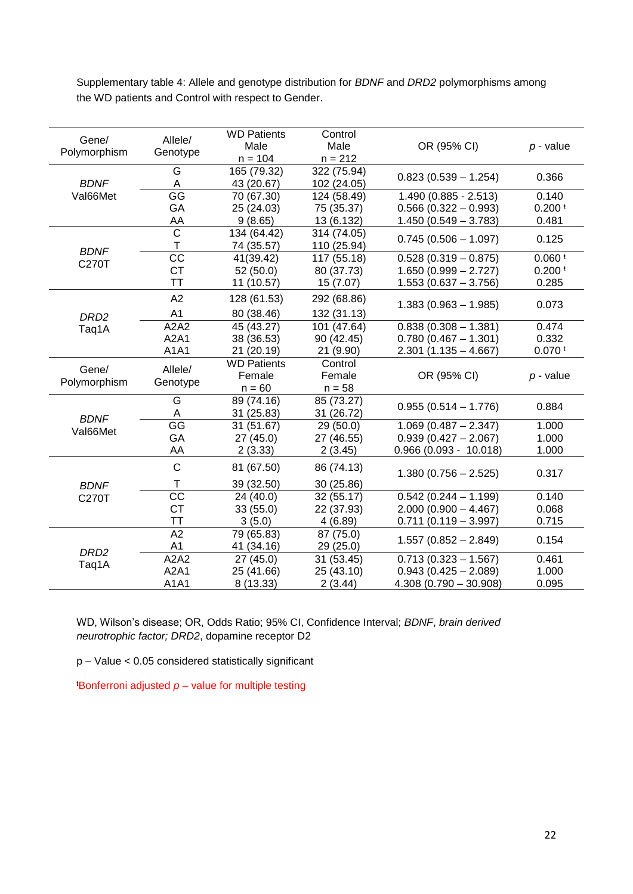Supplementary table 4: Allele and genotype distribution for *BDNF* and *DRD2* polymorphisms among the WD patients and Control with respect to Gender.

| Gene/ Polymorphism | Allele/ Genotype | WD Patients Male n = 104 | Control Male n = 212 | OR (95% CI) | *p* - value |
|---|---|---|---|---|---|
| *BDNF* Val66Met | G | 165 (79.32) | 322 (75.94) | 0.823 (0.539 – 1.254) | 0.366 |
| | A | 43 (20.67) | 102 (24.05) | | |
| | GG | 70 (67.30) | 124 (58.49) | 1.490 (0.885 - 2.513) | 0.140 |
| | GA | 25 (24.03) | 75 (35.37) | 0.566 (0.322 – 0.993) | 0.200 ᵗ |
| | AA | 9 (8.65) | 13 (6.132) | 1.450 (0.549 – 3.783) | 0.481 |
| *BDNF* C270T | C | 134 (64.42) | 314 (74.05) | 0.745 (0.506 – 1.097) | 0.125 |
| | T | 74 (35.57) | 110 (25.94) | | |
| | CC | 41(39.42) | 117 (55.18) | 0.528 (0.319 – 0.875) | 0.060 ᵗ |
| | CT | 52 (50.0) | 80 (37.73) | 1.650 (0.999 – 2.727) | 0.200 ᵗ |
| | TT | 11 (10.57) | 15 (7.07) | 1.553 (0.637 – 3.756) | 0.285 |
| *DRD2* Taq1A | A2 | 128 (61.53) | 292 (68.86) | 1.383 (0.963 – 1.985) | 0.073 |
| | A1 | 80 (38.46) | 132 (31.13) | | |
| | A2A2 | 45 (43.27) | 101 (47.64) | 0.838 (0.308 – 1.381) | 0.474 |
| | A2A1 | 38 (36.53) | 90 (42.45) | 0.780 (0.467 – 1.301) | 0.332 |
| | A1A1 | 21 (20.19) | 21 (9.90) | 2.301 (1.135 – 4.667) | 0.070 ᵗ |
| **Gene/ Polymorphism** | **Allele/ Genotype** | **WD Patients Female n = 60** | **Control Female n = 58** | **OR (95% CI)** | ***p* - value** |
| *BDNF* Val66Met | G | 89 (74.16) | 85 (73.27) | 0.955 (0.514 – 1.776) | 0.884 |
| | A | 31 (25.83) | 31 (26.72) | | |
| | GG | 31 (51.67) | 29 (50.0) | 1.069 (0.487 – 2.347) | 1.000 |
| | GA | 27 (45.0) | 27 (46.55) | 0.939 (0.427 – 2.067) | 1.000 |
| | AA | 2 (3.33) | 2 (3.45) | 0.966 (0.093 - 10.018) | 1.000 |
| *BDNF* C270T | C | 81 (67.50) | 86 (74.13) | 1.380 (0.756 – 2.525) | 0.317 |
| | T | 39 (32.50) | 30 (25.86) | | |
| | CC | 24 (40.0) | 32 (55.17) | 0.542 (0.244 – 1.199) | 0.140 |
| | CT | 33 (55.0) | 22 (37.93) | 2.000 (0.900 – 4.467) | 0.068 |
| | TT | 3 (5.0) | 4 (6.89) | 0.711 (0.119 – 3.997) | 0.715 |
| *DRD2* Taq1A | A2 | 79 (65.83) | 87 (75.0) | 1.557 (0.852 – 2.849) | 0.154 |
| | A1 | 41 (34.16) | 29 (25.0) | | |
| | A2A2 | 27 (45.0) | 31 (53.45) | 0.713 (0.323 – 1.567) | 0.461 |
| | A2A1 | 25 (41.66) | 25 (43.10) | 0.943 (0.425 – 2.089) | 1.000 |
| | A1A1 | 8 (13.33) | 2 (3.44) | 4.308 (0.790 – 30.908) | 0.095 |

WD, Wilson's disease; OR, Odds Ratio; 95% CI, Confidence Interval; *BDNF*, *brain derived neurotrophic factor; DRD2*, dopamine receptor D2

p – Value < 0.05 considered statistically significant

ᵗBonferroni adjusted *p* – value for multiple testing